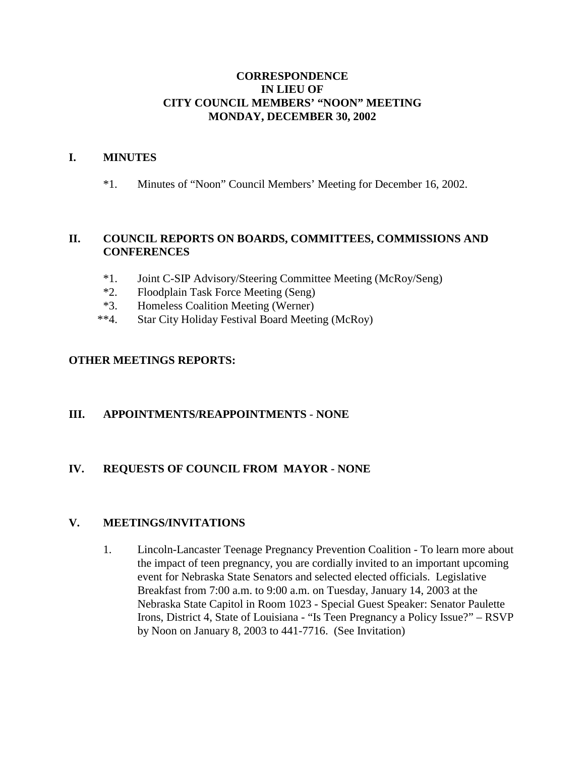**CORRESPONDENCE**
**IN LIEU OF**
**CITY COUNCIL MEMBERS' "NOON" MEETING**
**MONDAY, DECEMBER 30, 2002**

## I. MINUTES

*1. Minutes of "Noon" Council Members' Meeting for December 16, 2002.

## II. COUNCIL REPORTS ON BOARDS, COMMITTEES, COMMISSIONS AND CONFERENCES

*1. Joint C-SIP Advisory/Steering Committee Meeting (McRoy/Seng)
*2. Floodplain Task Force Meeting (Seng)
*3. Homeless Coalition Meeting (Werner)
**4. Star City Holiday Festival Board Meeting (McRoy)

**OTHER MEETINGS REPORTS:**

## III. APPOINTMENTS/REAPPOINTMENTS - NONE

## IV. REQUESTS OF COUNCIL FROM MAYOR - NONE

## V. MEETINGS/INVITATIONS

1. Lincoln-Lancaster Teenage Pregnancy Prevention Coalition - To learn more about the impact of teen pregnancy, you are cordially invited to an important upcoming event for Nebraska State Senators and selected elected officials. Legislative Breakfast from 7:00 a.m. to 9:00 a.m. on Tuesday, January 14, 2003 at the Nebraska State Capitol in Room 1023 - Special Guest Speaker: Senator Paulette Irons, District 4, State of Louisiana - "Is Teen Pregnancy a Policy Issue?" – RSVP by Noon on January 8, 2003 to 441-7716. (See Invitation)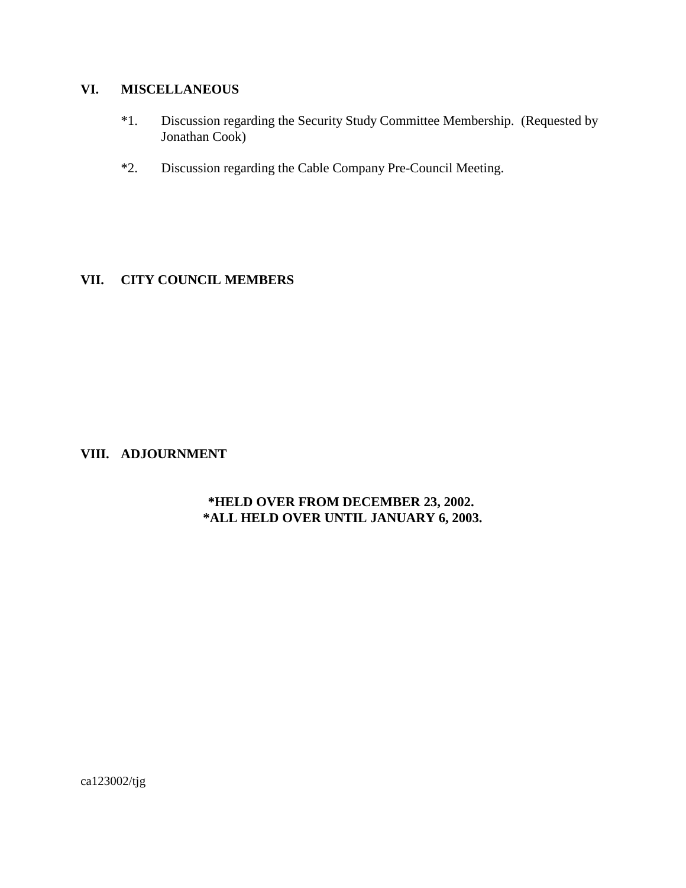## VI. MISCELLANEOUS

*1. Discussion regarding the Security Study Committee Membership. (Requested by Jonathan Cook)

*2. Discussion regarding the Cable Company Pre-Council Meeting.

## VII. CITY COUNCIL MEMBERS

## VIII. ADJOURNMENT

**\*HELD OVER FROM DECEMBER 23, 2002.**
**\*ALL HELD OVER UNTIL JANUARY 6, 2003.**

ca123002/tjg